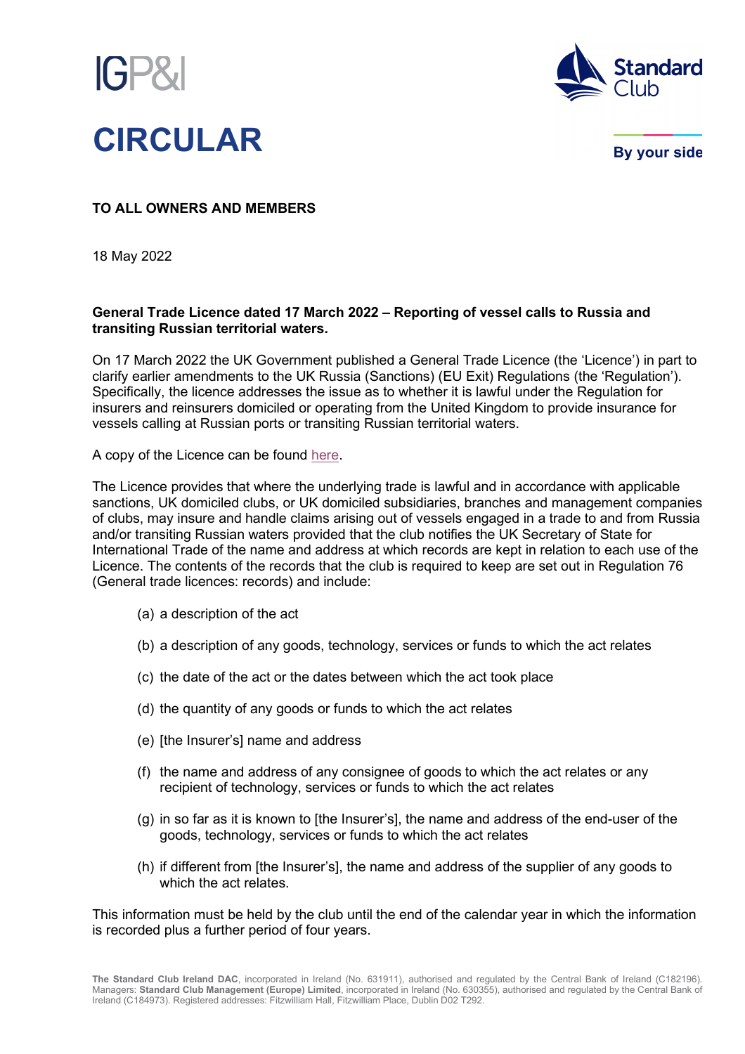IGP&I

# CIRCULAR

Standard Club

By your side

**TO ALL OWNERS AND MEMBERS**

18 May 2022

**General Trade Licence dated 17 March 2022 – Reporting of vessel calls to Russia and transiting Russian territorial waters.**

On 17 March 2022 the UK Government published a General Trade Licence (the 'Licence') in part to clarify earlier amendments to the UK Russia (Sanctions) (EU Exit) Regulations (the 'Regulation'). Specifically, the licence addresses the issue as to whether it is lawful under the Regulation for insurers and reinsurers domiciled or operating from the United Kingdom to provide insurance for vessels calling at Russian ports or transiting Russian territorial waters.

A copy of the Licence can be found here.

The Licence provides that where the underlying trade is lawful and in accordance with applicable sanctions, UK domiciled clubs, or UK domiciled subsidiaries, branches and management companies of clubs, may insure and handle claims arising out of vessels engaged in a trade to and from Russia and/or transiting Russian waters provided that the club notifies the UK Secretary of State for International Trade of the name and address at which records are kept in relation to each use of the Licence. The contents of the records that the club is required to keep are set out in Regulation 76 (General trade licences: records) and include:

(a) a description of the act

(b) a description of any goods, technology, services or funds to which the act relates

(c) the date of the act or the dates between which the act took place

(d) the quantity of any goods or funds to which the act relates

(e) [the Insurer's] name and address

(f) the name and address of any consignee of goods to which the act relates or any recipient of technology, services or funds to which the act relates

(g) in so far as it is known to [the Insurer's], the name and address of the end-user of the goods, technology, services or funds to which the act relates

(h) if different from [the Insurer's], the name and address of the supplier of any goods to which the act relates.

This information must be held by the club until the end of the calendar year in which the information is recorded plus a further period of four years.

**The Standard Club Ireland DAC**, incorporated in Ireland (No. 631911), authorised and regulated by the Central Bank of Ireland (C182196). Managers: **Standard Club Management (Europe) Limited**, incorporated in Ireland (No. 630355), authorised and regulated by the Central Bank of Ireland (C184973). Registered addresses: Fitzwilliam Hall, Fitzwilliam Place, Dublin D02 T292.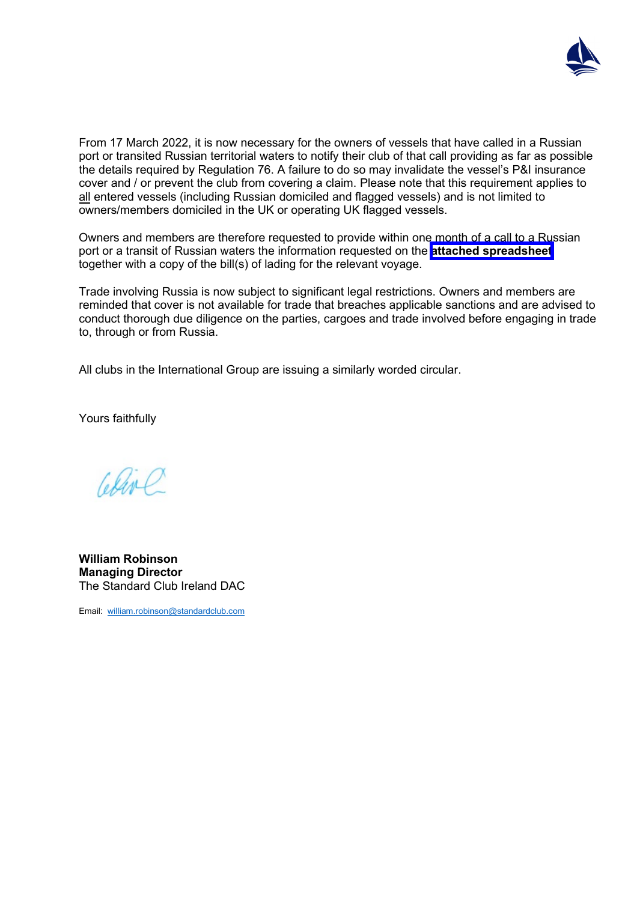From 17 March 2022, it is now necessary for the owners of vessels that have called in a Russian port or transited Russian territorial waters to notify their club of that call providing as far as possible the details required by Regulation 76. A failure to do so may invalidate the vessel's P&I insurance cover and / or prevent the club from covering a claim. Please note that this requirement applies to all entered vessels (including Russian domiciled and flagged vessels) and is not limited to owners/members domiciled in the UK or operating UK flagged vessels.

Owners and members are therefore requested to provide within one month of a call to a Russian port or a transit of Russian waters the information requested on the **attached spreadsheet** together with a copy of the bill(s) of lading for the relevant voyage.

Trade involving Russia is now subject to significant legal restrictions. Owners and members are reminded that cover is not available for trade that breaches applicable sanctions and are advised to conduct thorough due diligence on the parties, cargoes and trade involved before engaging in trade to, through or from Russia.

All clubs in the International Group are issuing a similarly worded circular.

Yours faithfully

**William Robinson**
**Managing Director**
The Standard Club Ireland DAC

Email: william.robinson@standardclub.com